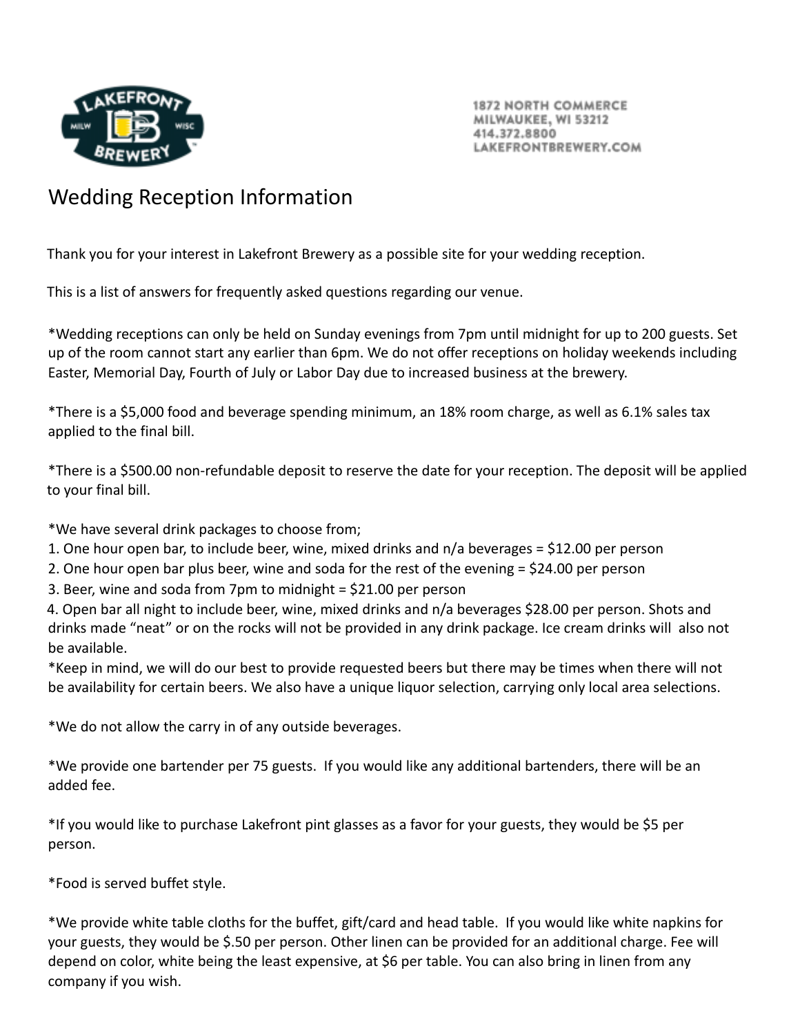1872 NORTH COMMERCE
MILWAUKEE, WI 53212
414.372.8800
LAKEFRONTBREWERY.COM

# Wedding Reception Information

Thank you for your interest in Lakefront Brewery as a possible site for your wedding reception.

This is a list of answers for frequently asked questions regarding our venue.

*Wedding receptions can only be held on Sunday evenings from 7pm until midnight for up to 200 guests. Set up of the room cannot start any earlier than 6pm. We do not offer receptions on holiday weekends including Easter, Memorial Day, Fourth of July or Labor Day due to increased business at the brewery.

*There is a $5,000 food and beverage spending minimum, an 18% room charge, as well as 6.1% sales tax applied to the final bill.

*There is a $500.00 non-refundable deposit to reserve the date for your reception. The deposit will be applied to your final bill.

*We have several drink packages to choose from;
1. One hour open bar, to include beer, wine, mixed drinks and n/a beverages = $12.00 per person
2. One hour open bar plus beer, wine and soda for the rest of the evening = $24.00 per person
3. Beer, wine and soda from 7pm to midnight = $21.00 per person
4. Open bar all night to include beer, wine, mixed drinks and n/a beverages $28.00 per person. Shots and drinks made "neat" or on the rocks will not be provided in any drink package. Ice cream drinks will also not be available.

*Keep in mind, we will do our best to provide requested beers but there may be times when there will not be availability for certain beers. We also have a unique liquor selection, carrying only local area selections.

*We do not allow the carry in of any outside beverages.

*We provide one bartender per 75 guests. If you would like any additional bartenders, there will be an added fee.

*If you would like to purchase Lakefront pint glasses as a favor for your guests, they would be $5 per person.

*Food is served buffet style.

*We provide white table cloths for the buffet, gift/card and head table. If you would like white napkins for your guests, they would be $.50 per person. Other linen can be provided for an additional charge. Fee will depend on color, white being the least expensive, at $6 per table. You can also bring in linen from any company if you wish.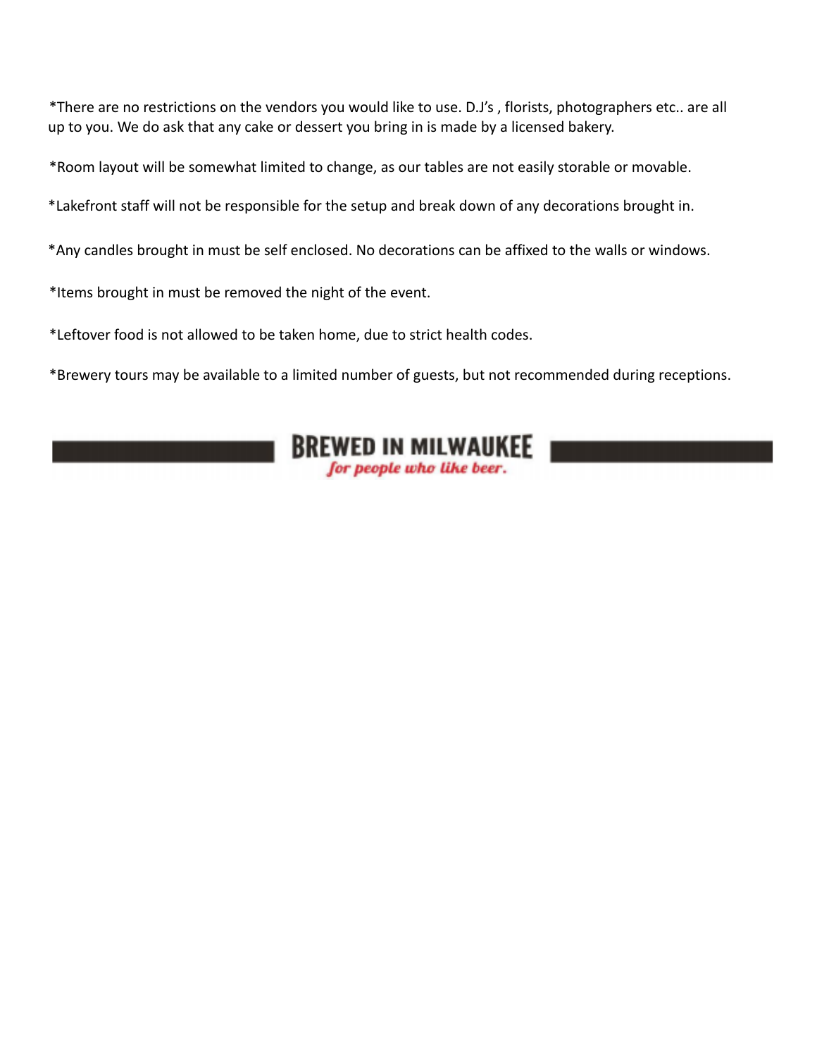*There are no restrictions on the vendors you would like to use. D.J's , florists, photographers etc.. are all up to you. We do ask that any cake or dessert you bring in is made by a licensed bakery.

*Room layout will be somewhat limited to change, as our tables are not easily storable or movable.

*Lakefront staff will not be responsible for the setup and break down of any decorations brought in.

*Any candles brought in must be self enclosed. No decorations can be affixed to the walls or windows.

*Items brought in must be removed the night of the event.

*Leftover food is not allowed to be taken home, due to strict health codes.

*Brewery tours may be available to a limited number of guests, but not recommended during receptions.

**BREWED IN MILWAUKEE**
*for people who like beer.*